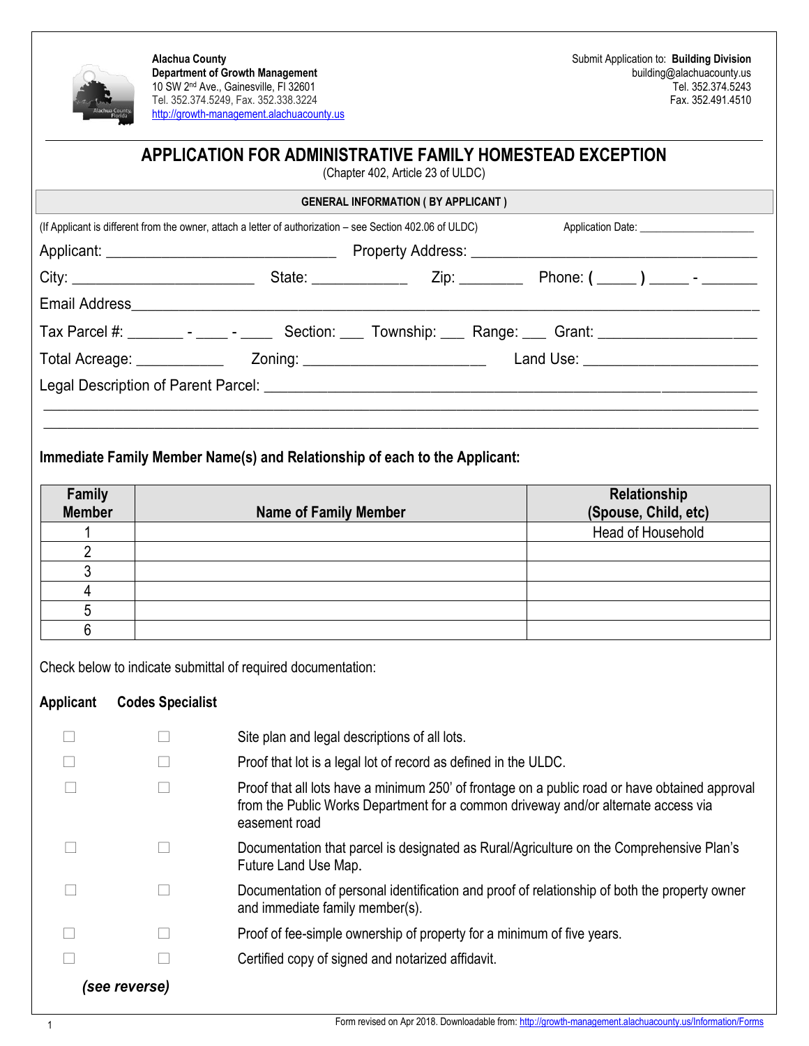**Alachua County**
**Department of Growth Management**
10 SW 2nd Ave., Gainesville, Fl 32601
Tel. 352.374.5249, Fax. 352.338.3224
http://growth-management.alachuacounty.us

Submit Application to: **Building Division**
building@alachuacounty.us
Tel. 352.374.5243
Fax. 352.491.4510

# APPLICATION FOR ADMINISTRATIVE FAMILY HOMESTEAD EXCEPTION

(Chapter 402, Article 23 of ULDC)

**GENERAL INFORMATION ( BY APPLICANT )**

(If Applicant is different from the owner, attach a letter of authorization – see Section 402.06 of ULDC) Application Date: ____________________

Applicant: ______________________________ Property Address: ______________________________________

City: ________________________ State: ____________ Zip: ________ Phone: ( _____ ) _____ - _______

Email Address_____________________________________________________________________________

Tax Parcel #: _______ - ____ - ____ Section: ___ Township: ___ Range: ___ Grant: ___________________

Total Acreage: ___________ Zoning: ______________________ Land Use: ______________________

Legal Description of Parent Parcel: ___________________________________________________________

_________________________________________________________________________________________

_________________________________________________________________________________________

**Immediate Family Member Name(s) and Relationship of each to the Applicant:**

| Family Member | Name of Family Member | Relationship (Spouse, Child, etc) |
|---|---|---|
| 1 | | Head of Household |
| 2 | | |
| 3 | | |
| 4 | | |
| 5 | | |
| 6 | | |

Check below to indicate submittal of required documentation:

| Applicant | Codes Specialist | |
|---|---|---|
| ☐ | ☐ | Site plan and legal descriptions of all lots. |
| ☐ | ☐ | Proof that lot is a legal lot of record as defined in the ULDC. |
| ☐ | ☐ | Proof that all lots have a minimum 250' of frontage on a public road or have obtained approval from the Public Works Department for a common driveway and/or alternate access via easement road |
| ☐ | ☐ | Documentation that parcel is designated as Rural/Agriculture on the Comprehensive Plan's Future Land Use Map. |
| ☐ | ☐ | Documentation of personal identification and proof of relationship of both the property owner and immediate family member(s). |
| ☐ | ☐ | Proof of fee-simple ownership of property for a minimum of five years. |
| ☐ | ☐ | Certified copy of signed and notarized affidavit. |

***(see reverse)***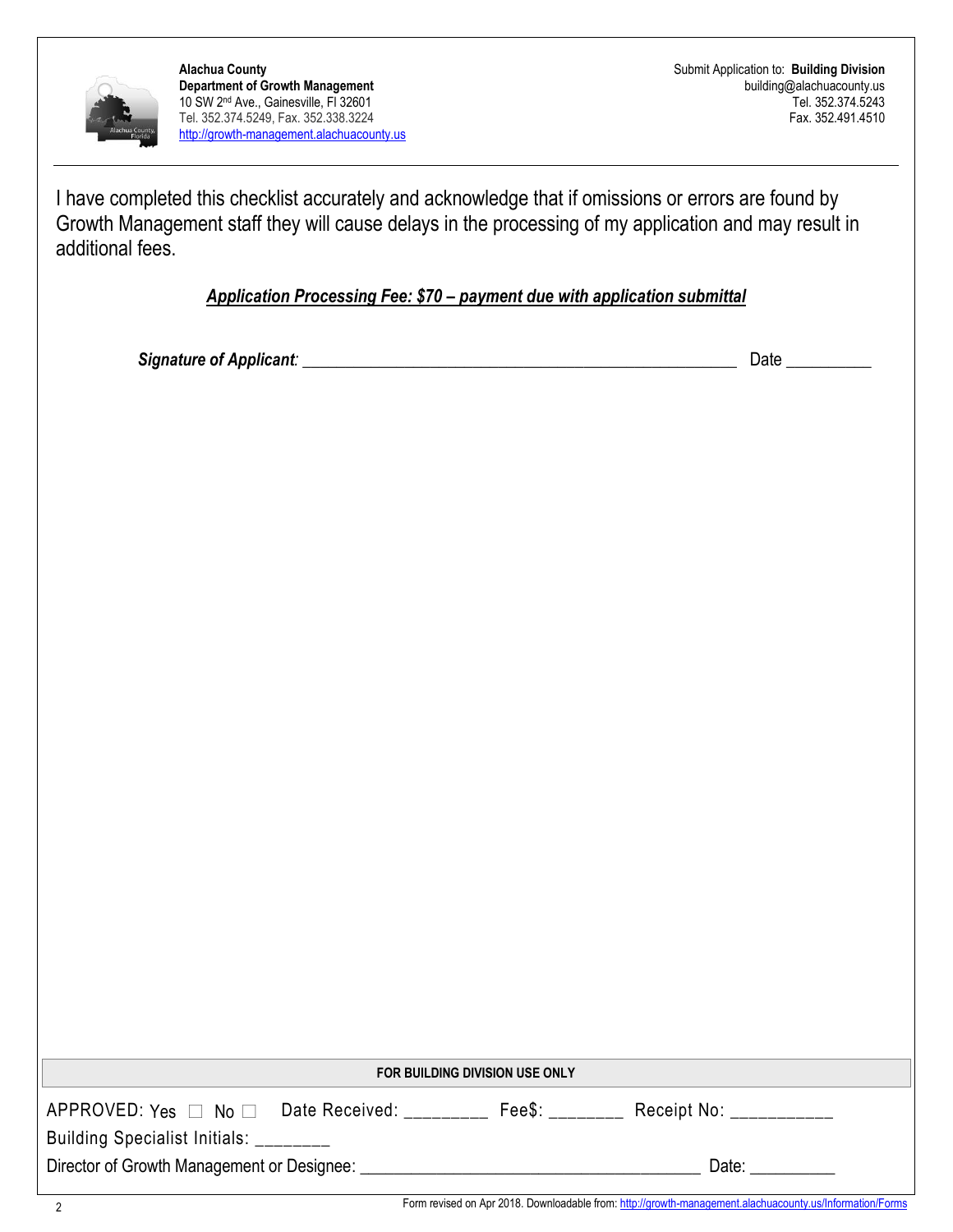**Alachua County**
**Department of Growth Management**
10 SW 2nd Ave., Gainesville, Fl 32601
Tel. 352.374.5249, Fax. 352.338.3224
http://growth-management.alachuacounty.us

Submit Application to: **Building Division**
building@alachuacounty.us
Tel. 352.374.5243
Fax. 352.491.4510

I have completed this checklist accurately and acknowledge that if omissions or errors are found by Growth Management staff they will cause delays in the processing of my application and may result in additional fees.

***Application Processing Fee: $70 – payment due with application submittal***

***Signature of Applicant:*** ______________________________________________ Date __________

**FOR BUILDING DIVISION USE ONLY**

APPROVED: Yes ☐ No ☐ Date Received: _________ Fee$: ________ Receipt No: ___________

Building Specialist Initials: ________

Director of Growth Management or Designee: ______________________________________ Date: __________

Form revised on Apr 2018. Downloadable from: http://growth-management.alachuacounty.us/Information/Forms